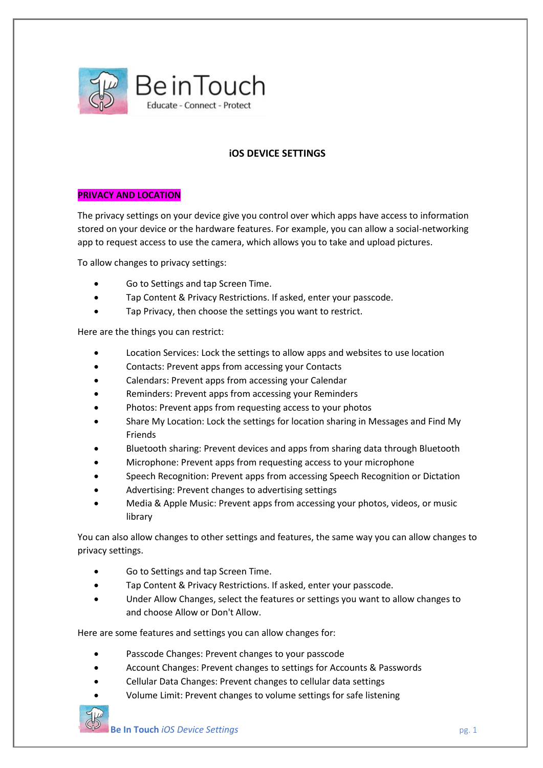Be in Touch

Educate - Connect - Protect

# iOS DEVICE SETTINGS

## PRIVACY AND LOCATION

The privacy settings on your device give you control over which apps have access to information stored on your device or the hardware features. For example, you can allow a social-networking app to request access to use the camera, which allows you to take and upload pictures.

To allow changes to privacy settings:

- Go to Settings and tap Screen Time.
- Tap Content & Privacy Restrictions. If asked, enter your passcode.
- Tap Privacy, then choose the settings you want to restrict.

Here are the things you can restrict:

- Location Services: Lock the settings to allow apps and websites to use location
- Contacts: Prevent apps from accessing your Contacts
- Calendars: Prevent apps from accessing your Calendar
- Reminders: Prevent apps from accessing your Reminders
- Photos: Prevent apps from requesting access to your photos
- Share My Location: Lock the settings for location sharing in Messages and Find My Friends
- Bluetooth sharing: Prevent devices and apps from sharing data through Bluetooth
- Microphone: Prevent apps from requesting access to your microphone
- Speech Recognition: Prevent apps from accessing Speech Recognition or Dictation
- Advertising: Prevent changes to advertising settings
- Media & Apple Music: Prevent apps from accessing your photos, videos, or music library

You can also allow changes to other settings and features, the same way you can allow changes to privacy settings.

- Go to Settings and tap Screen Time.
- Tap Content & Privacy Restrictions. If asked, enter your passcode.
- Under Allow Changes, select the features or settings you want to allow changes to and choose Allow or Don't Allow.

Here are some features and settings you can allow changes for:

- Passcode Changes: Prevent changes to your passcode
- Account Changes: Prevent changes to settings for Accounts & Passwords
- Cellular Data Changes: Prevent changes to cellular data settings
- Volume Limit: Prevent changes to volume settings for safe listening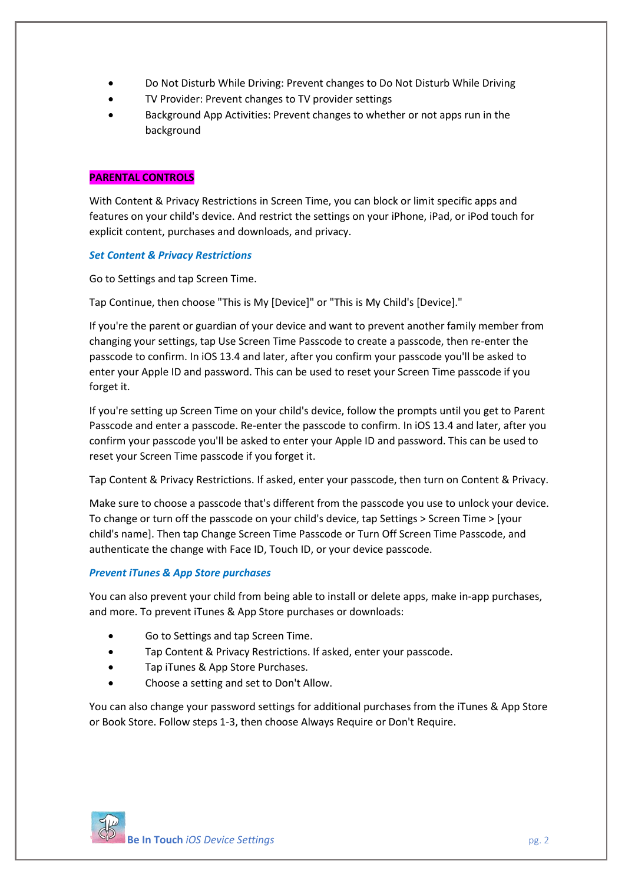- Do Not Disturb While Driving: Prevent changes to Do Not Disturb While Driving
- TV Provider: Prevent changes to TV provider settings
- Background App Activities: Prevent changes to whether or not apps run in the background

## PARENTAL CONTROLS

With Content & Privacy Restrictions in Screen Time, you can block or limit specific apps and features on your child's device. And restrict the settings on your iPhone, iPad, or iPod touch for explicit content, purchases and downloads, and privacy.

### *Set Content & Privacy Restrictions*

Go to Settings and tap Screen Time.

Tap Continue, then choose "This is My [Device]" or "This is My Child's [Device]."

If you're the parent or guardian of your device and want to prevent another family member from changing your settings, tap Use Screen Time Passcode to create a passcode, then re-enter the passcode to confirm. In iOS 13.4 and later, after you confirm your passcode you'll be asked to enter your Apple ID and password. This can be used to reset your Screen Time passcode if you forget it.

If you're setting up Screen Time on your child's device, follow the prompts until you get to Parent Passcode and enter a passcode. Re-enter the passcode to confirm. In iOS 13.4 and later, after you confirm your passcode you'll be asked to enter your Apple ID and password. This can be used to reset your Screen Time passcode if you forget it.

Tap Content & Privacy Restrictions. If asked, enter your passcode, then turn on Content & Privacy.

Make sure to choose a passcode that's different from the passcode you use to unlock your device. To change or turn off the passcode on your child's device, tap Settings > Screen Time > [your child's name]. Then tap Change Screen Time Passcode or Turn Off Screen Time Passcode, and authenticate the change with Face ID, Touch ID, or your device passcode.

### *Prevent iTunes & App Store purchases*

You can also prevent your child from being able to install or delete apps, make in-app purchases, and more. To prevent iTunes & App Store purchases or downloads:

- Go to Settings and tap Screen Time.
- Tap Content & Privacy Restrictions. If asked, enter your passcode.
- Tap iTunes & App Store Purchases.
- Choose a setting and set to Don't Allow.

You can also change your password settings for additional purchases from the iTunes & App Store or Book Store. Follow steps 1-3, then choose Always Require or Don't Require.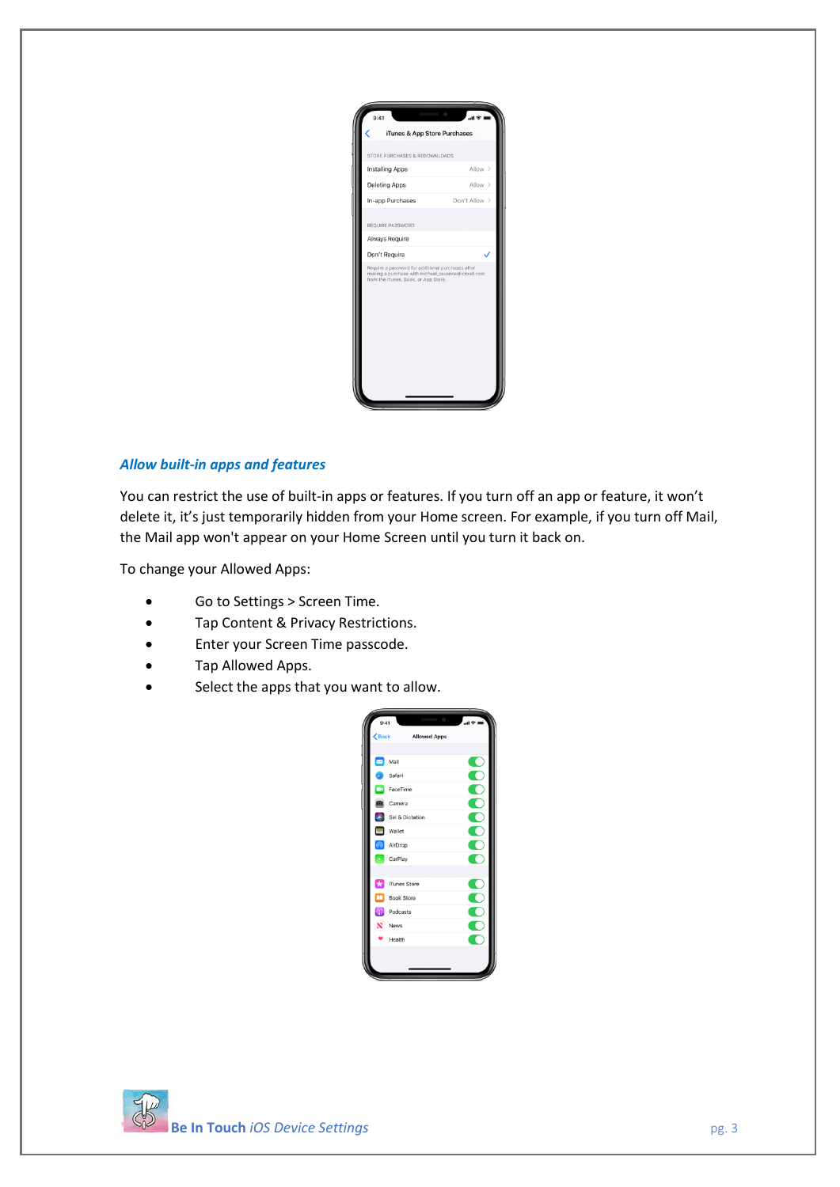### *Allow built-in apps and features*

You can restrict the use of built-in apps or features. If you turn off an app or feature, it won't delete it, it's just temporarily hidden from your Home screen. For example, if you turn off Mail, the Mail app won't appear on your Home Screen until you turn it back on.

To change your Allowed Apps:

- Go to Settings > Screen Time.
- Tap Content & Privacy Restrictions.
- Enter your Screen Time passcode.
- Tap Allowed Apps.
- Select the apps that you want to allow.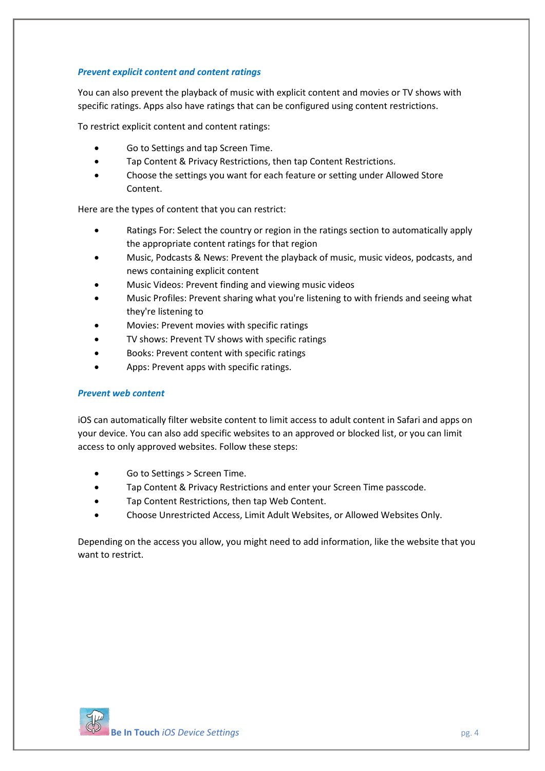### *Prevent explicit content and content ratings*

You can also prevent the playback of music with explicit content and movies or TV shows with specific ratings. Apps also have ratings that can be configured using content restrictions.

To restrict explicit content and content ratings:

- Go to Settings and tap Screen Time.
- Tap Content & Privacy Restrictions, then tap Content Restrictions.
- Choose the settings you want for each feature or setting under Allowed Store Content.

Here are the types of content that you can restrict:

- Ratings For: Select the country or region in the ratings section to automatically apply the appropriate content ratings for that region
- Music, Podcasts & News: Prevent the playback of music, music videos, podcasts, and news containing explicit content
- Music Videos: Prevent finding and viewing music videos
- Music Profiles: Prevent sharing what you're listening to with friends and seeing what they're listening to
- Movies: Prevent movies with specific ratings
- TV shows: Prevent TV shows with specific ratings
- Books: Prevent content with specific ratings
- Apps: Prevent apps with specific ratings.

### *Prevent web content*

iOS can automatically filter website content to limit access to adult content in Safari and apps on your device. You can also add specific websites to an approved or blocked list, or you can limit access to only approved websites. Follow these steps:

- Go to Settings > Screen Time.
- Tap Content & Privacy Restrictions and enter your Screen Time passcode.
- Tap Content Restrictions, then tap Web Content.
- Choose Unrestricted Access, Limit Adult Websites, or Allowed Websites Only.

Depending on the access you allow, you might need to add information, like the website that you want to restrict.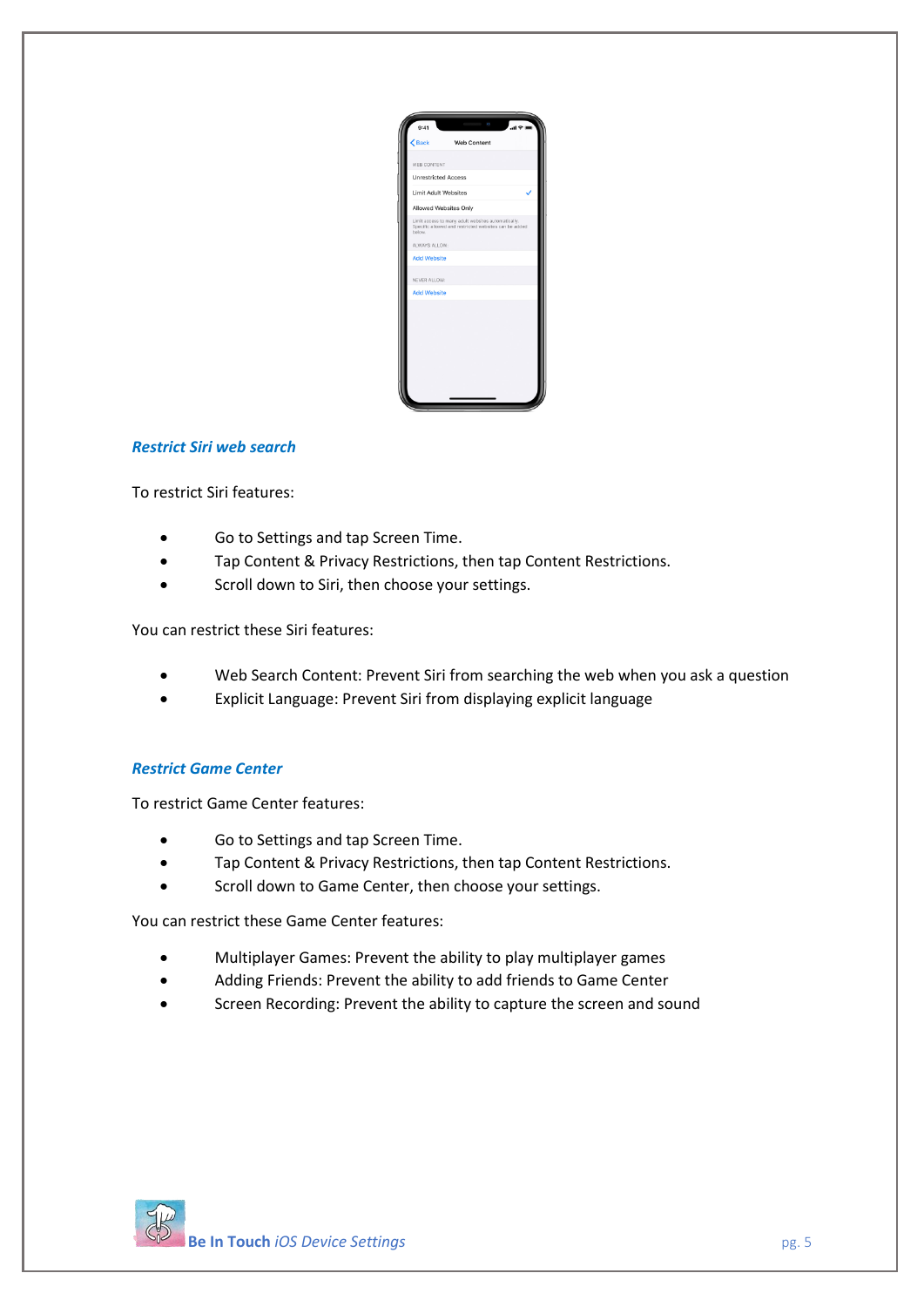### *Restrict Siri web search*

To restrict Siri features:

- Go to Settings and tap Screen Time.
- Tap Content & Privacy Restrictions, then tap Content Restrictions.
- Scroll down to Siri, then choose your settings.

You can restrict these Siri features:

- Web Search Content: Prevent Siri from searching the web when you ask a question
- Explicit Language: Prevent Siri from displaying explicit language

### *Restrict Game Center*

To restrict Game Center features:

- Go to Settings and tap Screen Time.
- Tap Content & Privacy Restrictions, then tap Content Restrictions.
- Scroll down to Game Center, then choose your settings.

You can restrict these Game Center features:

- Multiplayer Games: Prevent the ability to play multiplayer games
- Adding Friends: Prevent the ability to add friends to Game Center
- Screen Recording: Prevent the ability to capture the screen and sound